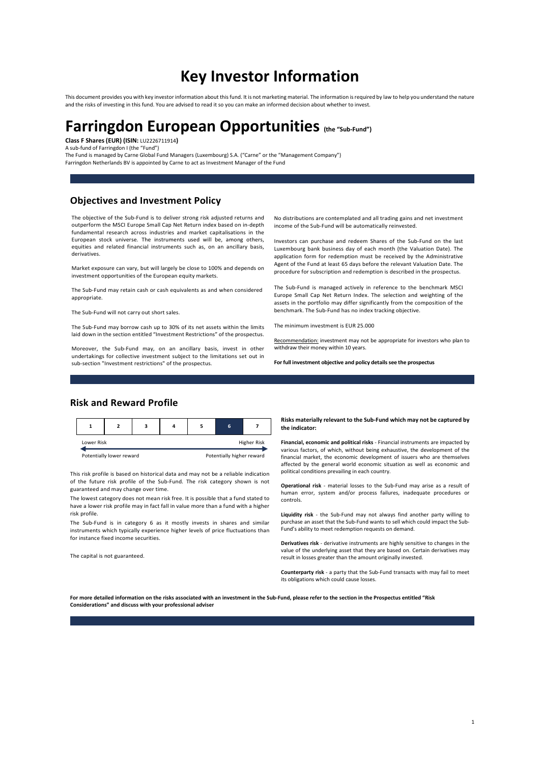# Key Investor Information

This document provides you with key investor information about this fund. It is not marketing material. The information is required by law to help you understand the nature and the risks of investing in this fund. You are advised to read it so you can make an informed decision about whether to invest.

# Farringdon European Opportunities (the "Sub-Fund")

**Class F Shares (EUR) (ISIN:** LU2226711914**)**
A sub-fund of Farringdon I (the "Fund")
The Fund is managed by Carne Global Fund Managers (Luxembourg) S.A. ("Carne" or the "Management Company")
Farringdon Netherlands BV is appointed by Carne to act as Investment Manager of the Fund

## Objectives and Investment Policy

The objective of the Sub-Fund is to deliver strong risk adjusted returns and outperform the MSCI Europe Small Cap Net Return index based on in-depth fundamental research across industries and market capitalisations in the European stock universe. The instruments used will be, among others, equities and related financial instruments such as, on an ancillary basis, derivatives.

Market exposure can vary, but will largely be close to 100% and depends on investment opportunities of the European equity markets.

The Sub-Fund may retain cash or cash equivalents as and when considered appropriate.

The Sub-Fund will not carry out short sales.

The Sub-Fund may borrow cash up to 30% of its net assets within the limits laid down in the section entitled "Investment Restrictions" of the prospectus.

Moreover, the Sub-Fund may, on an ancillary basis, invest in other undertakings for collective investment subject to the limitations set out in sub-section "Investment restrictions" of the prospectus.

No distributions are contemplated and all trading gains and net investment income of the Sub-Fund will be automatically reinvested.

Investors can purchase and redeem Shares of the Sub-Fund on the last Luxembourg bank business day of each month (the Valuation Date). The application form for redemption must be received by the Administrative Agent of the Fund at least 65 days before the relevant Valuation Date. The procedure for subscription and redemption is described in the prospectus.

The Sub-Fund is managed actively in reference to the benchmark MSCI Europe Small Cap Net Return Index. The selection and weighting of the assets in the portfolio may differ significantly from the composition of the benchmark. The Sub-Fund has no index tracking objective.

The minimum investment is EUR 25.000

Recommendation: investment may not be appropriate for investors who plan to withdraw their money within 10 years.

**For full investment objective and policy details see the prospectus**

## Risk and Reward Profile

| 1 | 2 | 3 | 4 | 5 | **6** | 7 |
|---|---|---|---|---|---|---|

Lower Risk — Higher Risk

Potentially lower reward — Potentially higher reward

This risk profile is based on historical data and may not be a reliable indication of the future risk profile of the Sub-Fund. The risk category shown is not guaranteed and may change over time.

The lowest category does not mean risk free. It is possible that a fund stated to have a lower risk profile may in fact fall in value more than a fund with a higher risk profile.

The Sub-Fund is in category 6 as it mostly invests in shares and similar instruments which typically experience higher levels of price fluctuations than for instance fixed income securities.

The capital is not guaranteed.

**Risks materially relevant to the Sub-Fund which may not be captured by the indicator:**

**Financial, economic and political risks** - Financial instruments are impacted by various factors, of which, without being exhaustive, the development of the financial market, the economic development of issuers who are themselves affected by the general world economic situation as well as economic and political conditions prevailing in each country.

**Operational risk** - material losses to the Sub-Fund may arise as a result of human error, system and/or process failures, inadequate procedures or controls.

**Liquidity risk** - the Sub-Fund may not always find another party willing to purchase an asset that the Sub-Fund wants to sell which could impact the Sub-Fund's ability to meet redemption requests on demand.

**Derivatives risk** - derivative instruments are highly sensitive to changes in the value of the underlying asset that they are based on. Certain derivatives may result in losses greater than the amount originally invested.

**Counterparty risk** - a party that the Sub-Fund transacts with may fail to meet its obligations which could cause losses.

**For more detailed information on the risks associated with an investment in the Sub-Fund, please refer to the section in the Prospectus entitled "Risk Considerations" and discuss with your professional adviser**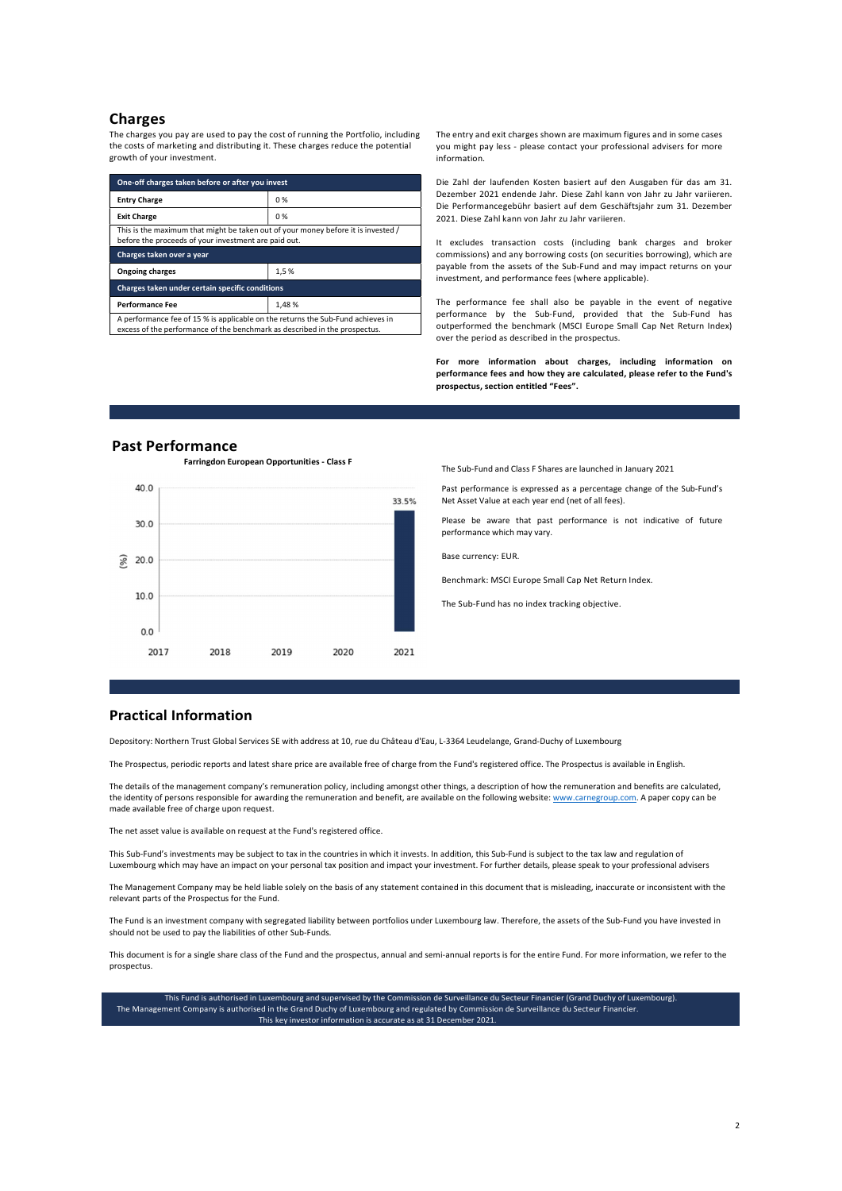## Charges

The charges you pay are used to pay the cost of running the Portfolio, including the costs of marketing and distributing it. These charges reduce the potential growth of your investment.

| One-off charges taken before or after you invest | |
| --- | --- |
| **Entry Charge** | 0 % |
| **Exit Charge** | 0 % |
| This is the maximum that might be taken out of your money before it is invested / before the proceeds of your investment are paid out. | |
| **Charges taken over a year** | |
| **Ongoing charges** | 1,5 % |
| **Charges taken under certain specific conditions** | |
| **Performance Fee** | 1,48 % |
| A performance fee of 15 % is applicable on the returns the Sub-Fund achieves in excess of the performance of the benchmark as described in the prospectus. | |

The entry and exit charges shown are maximum figures and in some cases you might pay less - please contact your professional advisers for more information.

Die Zahl der laufenden Kosten basiert auf den Ausgaben für das am 31. Dezember 2021 endende Jahr. Diese Zahl kann von Jahr zu Jahr variieren. Die Performancegebühr basiert auf dem Geschäftsjahr zum 31. Dezember 2021. Diese Zahl kann von Jahr zu Jahr variieren.

It excludes transaction costs (including bank charges and broker commissions) and any borrowing costs (on securities borrowing), which are payable from the assets of the Sub-Fund and may impact returns on your investment, and performance fees (where applicable).

The performance fee shall also be payable in the event of negative performance by the Sub-Fund, provided that the Sub-Fund has outperformed the benchmark (MSCI Europe Small Cap Net Return Index) over the period as described in the prospectus.

**For more information about charges, including information on performance fees and how they are calculated, please refer to the Fund's prospectus, section entitled "Fees".**

## Past Performance

**Farringdon European Opportunities - Class F**

40.0
30.0
20.0
10.0
0.0
(%)
33.5%
2017 2018 2019 2020 2021

The Sub-Fund and Class F Shares are launched in January 2021

Past performance is expressed as a percentage change of the Sub-Fund's Net Asset Value at each year end (net of all fees).

Please be aware that past performance is not indicative of future performance which may vary.

Base currency: EUR.

Benchmark: MSCI Europe Small Cap Net Return Index.

The Sub-Fund has no index tracking objective.

## Practical Information

Depositary: Northern Trust Global Services SE with address at 10, rue du Château d'Eau, L-3364 Leudelange, Grand-Duchy of Luxembourg

The Prospectus, periodic reports and latest share price are available free of charge from the Fund's registered office. The Prospectus is available in English.

The details of the management company's remuneration policy, including amongst other things, a description of how the remuneration and benefits are calculated, the identity of persons responsible for awarding the remuneration and benefit, are available on the following website: www.carnegroup.com. A paper copy can be made available free of charge upon request.

The net asset value is available on request at the Fund's registered office.

This Sub-Fund's investments may be subject to tax in the countries in which it invests. In addition, this Sub-Fund is subject to the tax law and regulation of Luxembourg which may have an impact on your personal tax position and impact your investment. For further details, please speak to your professional advisers

The Management Company may be held liable solely on the basis of any statement contained in this document that is misleading, inaccurate or inconsistent with the relevant parts of the Prospectus for the Fund.

The Fund is an investment company with segregated liability between portfolios under Luxembourg law. Therefore, the assets of the Sub-Fund you have invested in should not be used to pay the liabilities of other Sub-Funds.

This document is for a single share class of the Fund and the prospectus, annual and semi-annual reports is for the entire Fund. For more information, we refer to the prospectus.

This Fund is authorised in Luxembourg and supervised by the Commission de Surveillance du Secteur Financier (Grand Duchy of Luxembourg).
The Management Company is authorised in the Grand Duchy of Luxembourg and regulated by Commission de Surveillance du Secteur Financier.
This key investor information is accurate as at 31 December 2021.